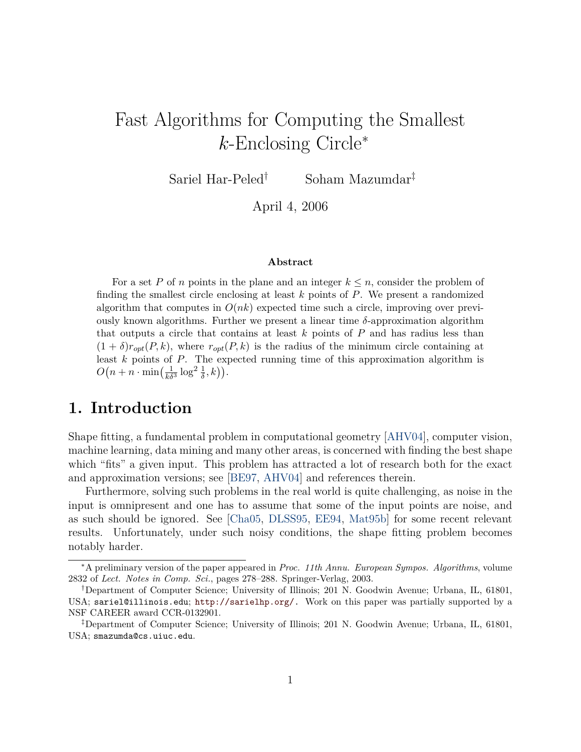# Fast Algorithms for Computing the Smallest $k$-Enclosing Circle[*]

Sariel Har-Peled[†] Soham Mazumdar[‡]

April 4, 2006

**Abstract**

For a set $P$ of $n$ points in the plane and an integer $k \leq n$, consider the problem of finding the smallest circle enclosing at least $k$ points of $P$. We present a randomized algorithm that computes in $O(nk)$ expected time such a circle, improving over previously known algorithms. Further we present a linear time $\delta$-approximation algorithm that outputs a circle that contains at least $k$ points of $P$ and has radius less than $(1+\delta)r_{opt}(P,k)$, where $r_{opt}(P,k)$ is the radius of the minimum circle containing at least $k$ points of $P$. The expected running time of this approximation algorithm is $O\big(n + n \cdot \min\big(\frac{1}{k\delta^3}\log^2\frac{1}{\delta}, k\big)\big)$.

## 1. Introduction

Shape fitting, a fundamental problem in computational geometry [AHV04], computer vision, machine learning, data mining and many other areas, is concerned with finding the best shape which "fits" a given input. This problem has attracted a lot of research both for the exact and approximation versions; see [BE97, AHV04] and references therein.

Furthermore, solving such problems in the real world is quite challenging, as noise in the input is omnipresent and one has to assume that some of the input points are noise, and as such should be ignored. See [Cha05, DLSS95, EE94, Mat95b] for some recent relevant results. Unfortunately, under such noisy conditions, the shape fitting problem becomes notably harder.

---

[*] A preliminary version of the paper appeared in *Proc. 11th Annu. European Sympos. Algorithms*, volume 2832 of *Lect. Notes in Comp. Sci.*, pages 278–288. Springer-Verlag, 2003.

[†] Department of Computer Science; University of Illinois; 201 N. Goodwin Avenue; Urbana, IL, 61801, USA; sariel@illinois.edu; http://sarielhp.org/. Work on this paper was partially supported by a NSF CAREER award CCR-0132901.

[‡] Department of Computer Science; University of Illinois; 201 N. Goodwin Avenue; Urbana, IL, 61801, USA; smazumda@cs.uiuc.edu.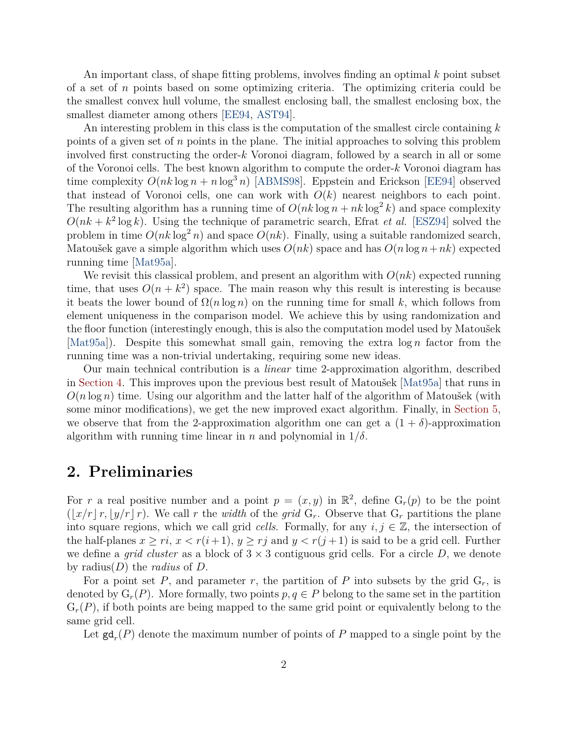An important class, of shape fitting problems, involves finding an optimal $k$ point subset of a set of $n$ points based on some optimizing criteria. The optimizing criteria could be the smallest convex hull volume, the smallest enclosing ball, the smallest enclosing box, the smallest diameter among others [EE94, AST94].

An interesting problem in this class is the computation of the smallest circle containing $k$ points of a given set of $n$ points in the plane. The initial approaches to solving this problem involved first constructing the order-$k$ Voronoi diagram, followed by a search in all or some of the Voronoi cells. The best known algorithm to compute the order-$k$ Voronoi diagram has time complexity $O(nk \log n + n \log^3 n)$ [ABMS98]. Eppstein and Erickson [EE94] observed that instead of Voronoi cells, one can work with $O(k)$ nearest neighbors to each point. The resulting algorithm has a running time of $O(nk \log n + nk \log^2 k)$ and space complexity $O(nk + k^2 \log k)$. Using the technique of parametric search, Efrat *et al.* [ESZ94] solved the problem in time $O(nk \log^2 n)$ and space $O(nk)$. Finally, using a suitable randomized search, Matoušek gave a simple algorithm which uses $O(nk)$ space and has $O(n \log n + nk)$ expected running time [Mat95a].

We revisit this classical problem, and present an algorithm with $O(nk)$ expected running time, that uses $O(n + k^2)$ space. The main reason why this result is interesting is because it beats the lower bound of $\Omega(n \log n)$ on the running time for small $k$, which follows from element uniqueness in the comparison model. We achieve this by using randomization and the floor function (interestingly enough, this is also the computation model used by Matoušek [Mat95a]). Despite this somewhat small gain, removing the extra $\log n$ factor from the running time was a non-trivial undertaking, requiring some new ideas.

Our main technical contribution is a *linear* time 2-approximation algorithm, described in Section 4. This improves upon the previous best result of Matoušek [Mat95a] that runs in $O(n \log n)$ time. Using our algorithm and the latter half of the algorithm of Matoušek (with some minor modifications), we get the new improved exact algorithm. Finally, in Section 5, we observe that from the 2-approximation algorithm one can get a $(1 + \delta)$-approximation algorithm with running time linear in $n$ and polynomial in $1/\delta$.

## 2. Preliminaries

For $r$ a real positive number and a point $p = (x, y)$ in $\mathbb{R}^2$, define $\mathrm{G}_r(p)$ to be the point $(\lfloor x/r \rfloor r, \lfloor y/r \rfloor r)$. We call $r$ the *width* of the *grid* $\mathrm{G}_r$. Observe that $\mathrm{G}_r$ partitions the plane into square regions, which we call grid *cells*. Formally, for any $i, j \in \mathbb{Z}$, the intersection of the half-planes $x \geq ri$, $x < r(i+1)$, $y \geq rj$ and $y < r(j+1)$ is said to be a grid cell. Further we define a *grid cluster* as a block of $3 \times 3$ contiguous grid cells. For a circle $D$, we denote by $\mathrm{radius}(D)$ the *radius* of $D$.

For a point set $P$, and parameter $r$, the partition of $P$ into subsets by the grid $\mathrm{G}_r$, is denoted by $\mathrm{G}_r(P)$. More formally, two points $p, q \in P$ belong to the same set in the partition $\mathrm{G}_r(P)$, if both points are being mapped to the same grid point or equivalently belong to the same grid cell.

Let $\mathtt{gd}_r(P)$ denote the maximum number of points of $P$ mapped to a single point by the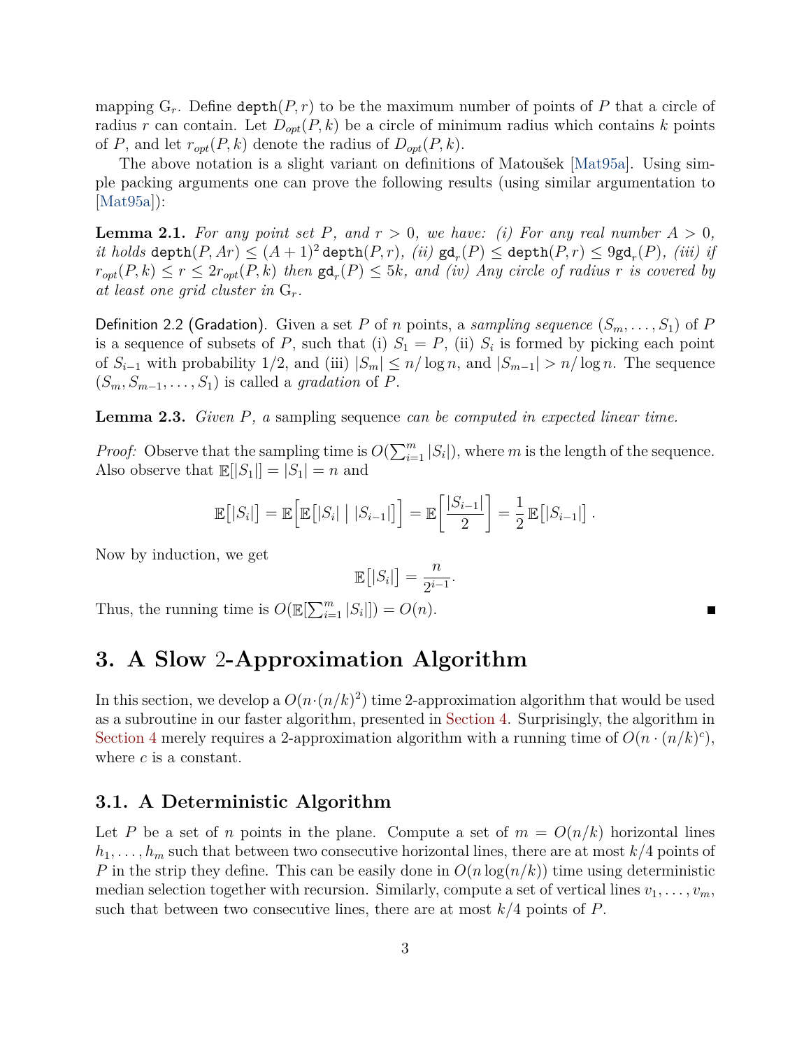mapping $\mathrm{G}_r$. Define $\texttt{depth}(P, r)$ to be the maximum number of points of $P$ that a circle of radius $r$ can contain. Let $D_{opt}(P, k)$ be a circle of minimum radius which contains $k$ points of $P$, and let $r_{opt}(P, k)$ denote the radius of $D_{opt}(P, k)$.

The above notation is a slight variant on definitions of Matoušek [Mat95a]. Using simple packing arguments one can prove the following results (using similar argumentation to [Mat95a]):

**Lemma 2.1.** *For any point set $P$, and $r > 0$, we have: (i) For any real number $A > 0$, it holds $\texttt{depth}(P, Ar) \leq (A+1)^2 \,\texttt{depth}(P, r)$, (ii) $\texttt{gd}_r(P) \leq \texttt{depth}(P, r) \leq 9\texttt{gd}_r(P)$, (iii) if $r_{opt}(P, k) \leq r \leq 2r_{opt}(P, k)$ then $\texttt{gd}_r(P) \leq 5k$, and (iv) Any circle of radius $r$ is covered by at least one grid cluster in $\mathrm{G}_r$.*

Definition 2.2 (Gradation). Given a set $P$ of $n$ points, a *sampling sequence* $(S_m, \ldots, S_1)$ of $P$ is a sequence of subsets of $P$, such that (i) $S_1 = P$, (ii) $S_i$ is formed by picking each point of $S_{i-1}$ with probability $1/2$, and (iii) $|S_m| \leq n/\log n$, and $|S_{m-1}| > n/\log n$. The sequence $(S_m, S_{m-1}, \ldots, S_1)$ is called a *gradation* of $P$.

**Lemma 2.3.** *Given $P$, a* sampling sequence *can be computed in expected linear time.*

*Proof:* Observe that the sampling time is $O(\sum_{i=1}^m |S_i|)$, where $m$ is the length of the sequence. Also observe that $\mathbb{E}[|S_1|] = |S_1| = n$ and

$$\mathbb{E}\big[|S_i|\big] = \mathbb{E}\Big[\mathbb{E}\big[|S_i| \bigm| |S_{i-1}|\big]\Big] = \mathbb{E}\bigg[\frac{|S_{i-1}|}{2}\bigg] = \frac{1}{2}\,\mathbb{E}\big[|S_{i-1}|\big].$$

Now by induction, we get

$$\mathbb{E}\big[|S_i|\big] = \frac{n}{2^{i-1}}.$$

Thus, the running time is $O(\mathbb{E}[\sum_{i=1}^m |S_i|]) = O(n)$. ∎

# 3. A Slow 2-Approximation Algorithm

In this section, we develop a $O(n \cdot (n/k)^2)$ time 2-approximation algorithm that would be used as a subroutine in our faster algorithm, presented in Section 4. Surprisingly, the algorithm in Section 4 merely requires a 2-approximation algorithm with a running time of $O(n \cdot (n/k)^c)$, where $c$ is a constant.

## 3.1. A Deterministic Algorithm

Let $P$ be a set of $n$ points in the plane. Compute a set of $m = O(n/k)$ horizontal lines $h_1, \ldots, h_m$ such that between two consecutive horizontal lines, there are at most $k/4$ points of $P$ in the strip they define. This can be easily done in $O(n \log(n/k))$ time using deterministic median selection together with recursion. Similarly, compute a set of vertical lines $v_1, \ldots, v_m$, such that between two consecutive lines, there are at most $k/4$ points of $P$.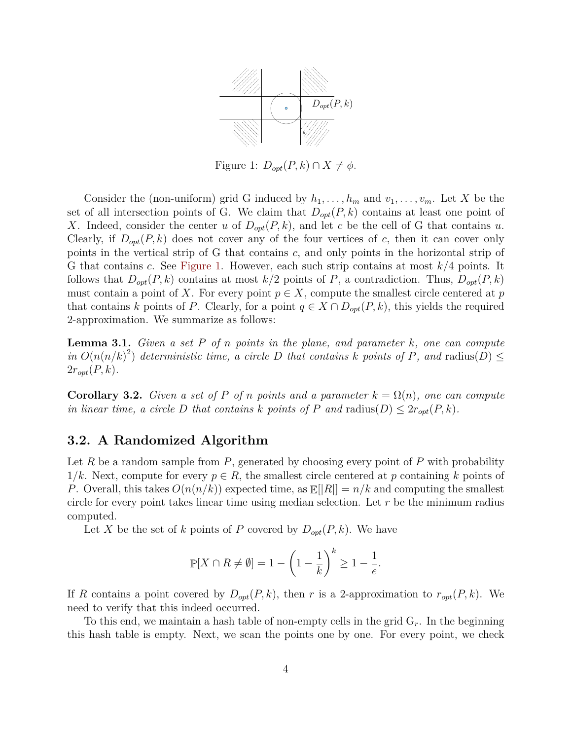Figure 1: $D_{opt}(P, k) \cap X \neq \phi$.

Consider the (non-uniform) grid G induced by $h_1, \ldots, h_m$ and $v_1, \ldots, v_m$. Let $X$ be the set of all intersection points of G. We claim that $D_{opt}(P, k)$ contains at least one point of $X$. Indeed, consider the center $u$ of $D_{opt}(P, k)$, and let $c$ be the cell of G that contains $u$. Clearly, if $D_{opt}(P, k)$ does not cover any of the four vertices of $c$, then it can cover only points in the vertical strip of G that contains $c$, and only points in the horizontal strip of G that contains $c$. See Figure 1. However, each such strip contains at most $k/4$ points. It follows that $D_{opt}(P, k)$ contains at most $k/2$ points of $P$, a contradiction. Thus, $D_{opt}(P, k)$ must contain a point of $X$. For every point $p \in X$, compute the smallest circle centered at $p$ that contains $k$ points of $P$. Clearly, for a point $q \in X \cap D_{opt}(P, k)$, this yields the required 2-approximation. We summarize as follows:

**Lemma 3.1.** *Given a set $P$ of $n$ points in the plane, and parameter $k$, one can compute in $O(n(n/k)^2)$ deterministic time, a circle $D$ that contains $k$ points of $P$, and* $\text{radius}(D) \leq 2r_{opt}(P, k)$.

**Corollary 3.2.** *Given a set of $P$ of $n$ points and a parameter $k = \Omega(n)$, one can compute in linear time, a circle $D$ that contains $k$ points of $P$ and* $\text{radius}(D) \leq 2r_{opt}(P, k)$.

## 3.2. A Randomized Algorithm

Let $R$ be a random sample from $P$, generated by choosing every point of $P$ with probability $1/k$. Next, compute for every $p \in R$, the smallest circle centered at $p$ containing $k$ points of $P$. Overall, this takes $O(n(n/k))$ expected time, as $\mathbb{E}[|R|] = n/k$ and computing the smallest circle for every point takes linear time using median selection. Let $r$ be the minimum radius computed.

Let $X$ be the set of $k$ points of $P$ covered by $D_{opt}(P, k)$. We have

$$\mathbb{P}[X \cap R \neq \emptyset] = 1 - \left(1 - \frac{1}{k}\right)^k \geq 1 - \frac{1}{e}.$$

If $R$ contains a point covered by $D_{opt}(P, k)$, then $r$ is a 2-approximation to $r_{opt}(P, k)$. We need to verify that this indeed occurred.

To this end, we maintain a hash table of non-empty cells in the grid $G_r$. In the beginning this hash table is empty. Next, we scan the points one by one. For every point, we check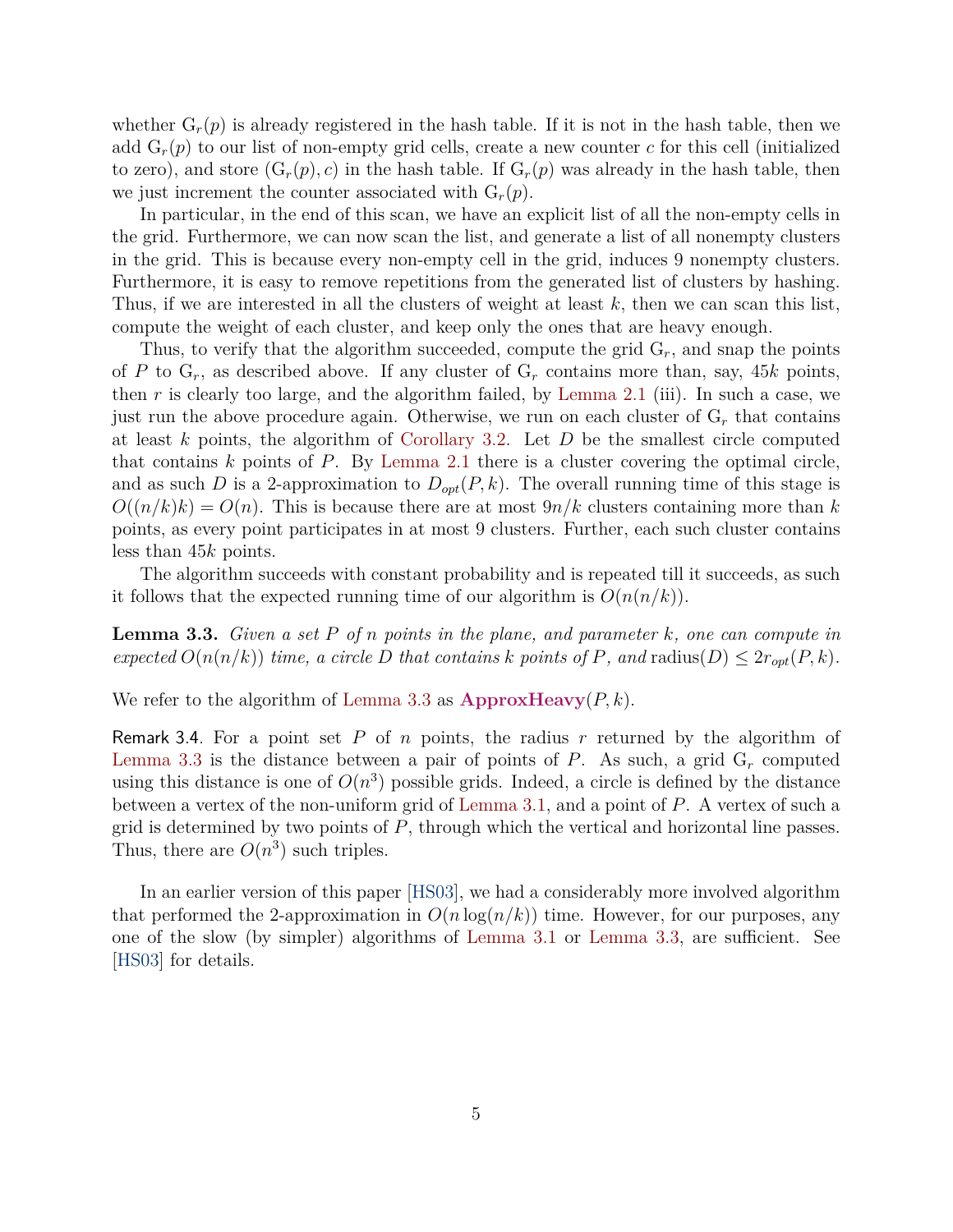whether $G_r(p)$ is already registered in the hash table. If it is not in the hash table, then we add $G_r(p)$ to our list of non-empty grid cells, create a new counter $c$ for this cell (initialized to zero), and store $(G_r(p), c)$ in the hash table. If $G_r(p)$ was already in the hash table, then we just increment the counter associated with $G_r(p)$.

In particular, in the end of this scan, we have an explicit list of all the non-empty cells in the grid. Furthermore, we can now scan the list, and generate a list of all nonempty clusters in the grid. This is because every non-empty cell in the grid, induces 9 nonempty clusters. Furthermore, it is easy to remove repetitions from the generated list of clusters by hashing. Thus, if we are interested in all the clusters of weight at least $k$, then we can scan this list, compute the weight of each cluster, and keep only the ones that are heavy enough.

Thus, to verify that the algorithm succeeded, compute the grid $G_r$, and snap the points of $P$ to $G_r$, as described above. If any cluster of $G_r$ contains more than, say, $45k$ points, then $r$ is clearly too large, and the algorithm failed, by Lemma 2.1 (iii). In such a case, we just run the above procedure again. Otherwise, we run on each cluster of $G_r$ that contains at least $k$ points, the algorithm of Corollary 3.2. Let $D$ be the smallest circle computed that contains $k$ points of $P$. By Lemma 2.1 there is a cluster covering the optimal circle, and as such $D$ is a 2-approximation to $D_{opt}(P, k)$. The overall running time of this stage is $O((n/k)k) = O(n)$. This is because there are at most $9n/k$ clusters containing more than $k$ points, as every point participates in at most 9 clusters. Further, each such cluster contains less than $45k$ points.

The algorithm succeeds with constant probability and is repeated till it succeeds, as such it follows that the expected running time of our algorithm is $O(n(n/k))$.

**Lemma 3.3.** *Given a set $P$ of $n$ points in the plane, and parameter $k$, one can compute in expected $O(n(n/k))$ time, a circle $D$ that contains $k$ points of $P$, and* $\text{radius}(D) \leq 2r_{opt}(P, k)$.

We refer to the algorithm of Lemma 3.3 as **ApproxHeavy**$(P, k)$.

Remark 3.4. For a point set $P$ of $n$ points, the radius $r$ returned by the algorithm of Lemma 3.3 is the distance between a pair of points of $P$. As such, a grid $G_r$ computed using this distance is one of $O(n^3)$ possible grids. Indeed, a circle is defined by the distance between a vertex of the non-uniform grid of Lemma 3.1, and a point of $P$. A vertex of such a grid is determined by two points of $P$, through which the vertical and horizontal line passes. Thus, there are $O(n^3)$ such triples.

In an earlier version of this paper [HS03], we had a considerably more involved algorithm that performed the 2-approximation in $O(n \log(n/k))$ time. However, for our purposes, any one of the slow (by simpler) algorithms of Lemma 3.1 or Lemma 3.3, are sufficient. See [HS03] for details.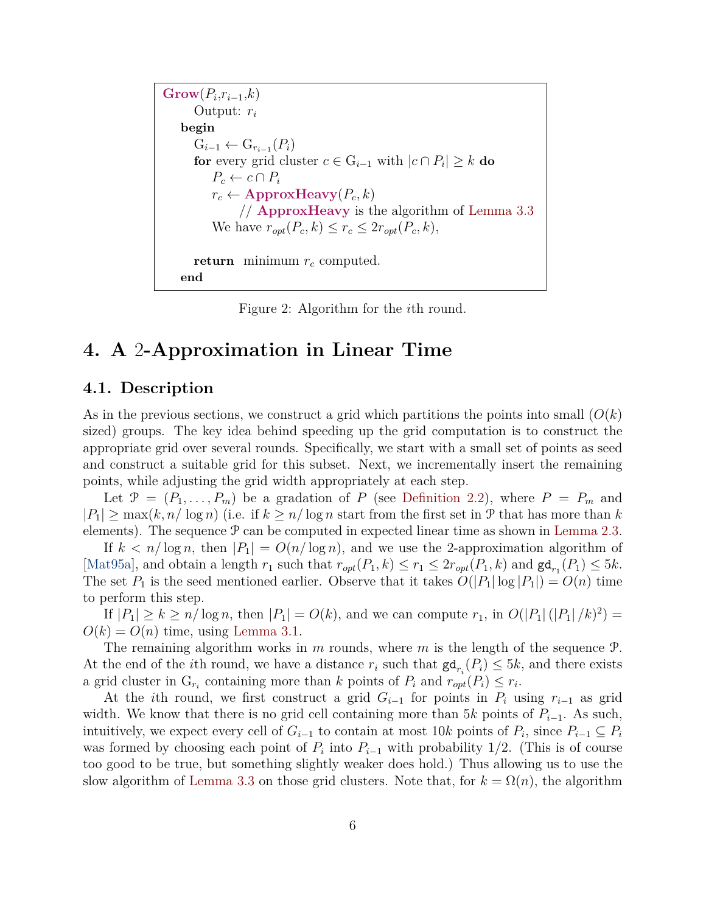```
Grow(P_i, r_{i-1}, k)
    Output: r_i
  begin
    G_{i-1} ← G_{r_{i-1}}(P_i)
    for every grid cluster c ∈ G_{i-1} with |c ∩ P_i| ≥ k do
        P_c ← c ∩ P_i
        r_c ← ApproxHeavy(P_c, k)
            // ApproxHeavy is the algorithm of Lemma 3.3
        We have r_opt(P_c, k) ≤ r_c ≤ 2 r_opt(P_c, k),

    return  minimum r_c computed.
  end
```

Figure 2: Algorithm for the $i$th round.

## 4. A 2-Approximation in Linear Time

### 4.1. Description

As in the previous sections, we construct a grid which partitions the points into small ($O(k)$ sized) groups. The key idea behind speeding up the grid computation is to construct the appropriate grid over several rounds. Specifically, we start with a small set of points as seed and construct a suitable grid for this subset. Next, we incrementally insert the remaining points, while adjusting the grid width appropriately at each step.

Let $\mathcal{P} = (P_1, \ldots, P_m)$ be a gradation of $P$ (see Definition 2.2), where $P = P_m$ and $|P_1| \geq \max(k, n/\log n)$ (i.e. if $k \geq n/\log n$ start from the first set in $\mathcal{P}$ that has more than $k$ elements). The sequence $\mathcal{P}$ can be computed in expected linear time as shown in Lemma 2.3.

If $k < n/\log n$, then $|P_1| = O(n/\log n)$, and we use the 2-approximation algorithm of [Mat95a], and obtain a length $r_1$ such that $r_{opt}(P_1, k) \leq r_1 \leq 2r_{opt}(P_1, k)$ and $\mathtt{gd}_{r_1}(P_1) \leq 5k$. The set $P_1$ is the seed mentioned earlier. Observe that it takes $O(|P_1| \log |P_1|) = O(n)$ time to perform this step.

If $|P_1| \geq k \geq n/\log n$, then $|P_1| = O(k)$, and we can compute $r_1$, in $O(|P_1| (|P_1|/k)^2) = O(k) = O(n)$ time, using Lemma 3.1.

The remaining algorithm works in $m$ rounds, where $m$ is the length of the sequence $\mathcal{P}$. At the end of the $i$th round, we have a distance $r_i$ such that $\mathtt{gd}_{r_i}(P_i) \leq 5k$, and there exists a grid cluster in $G_{r_i}$ containing more than $k$ points of $P_i$ and $r_{opt}(P_i) \leq r_i$.

At the $i$th round, we first construct a grid $G_{i-1}$ for points in $P_i$ using $r_{i-1}$ as grid width. We know that there is no grid cell containing more than $5k$ points of $P_{i-1}$. As such, intuitively, we expect every cell of $G_{i-1}$ to contain at most $10k$ points of $P_i$, since $P_{i-1} \subseteq P_i$ was formed by choosing each point of $P_i$ into $P_{i-1}$ with probability $1/2$. (This is of course too good to be true, but something slightly weaker does hold.) Thus allowing us to use the slow algorithm of Lemma 3.3 on those grid clusters. Note that, for $k = \Omega(n)$, the algorithm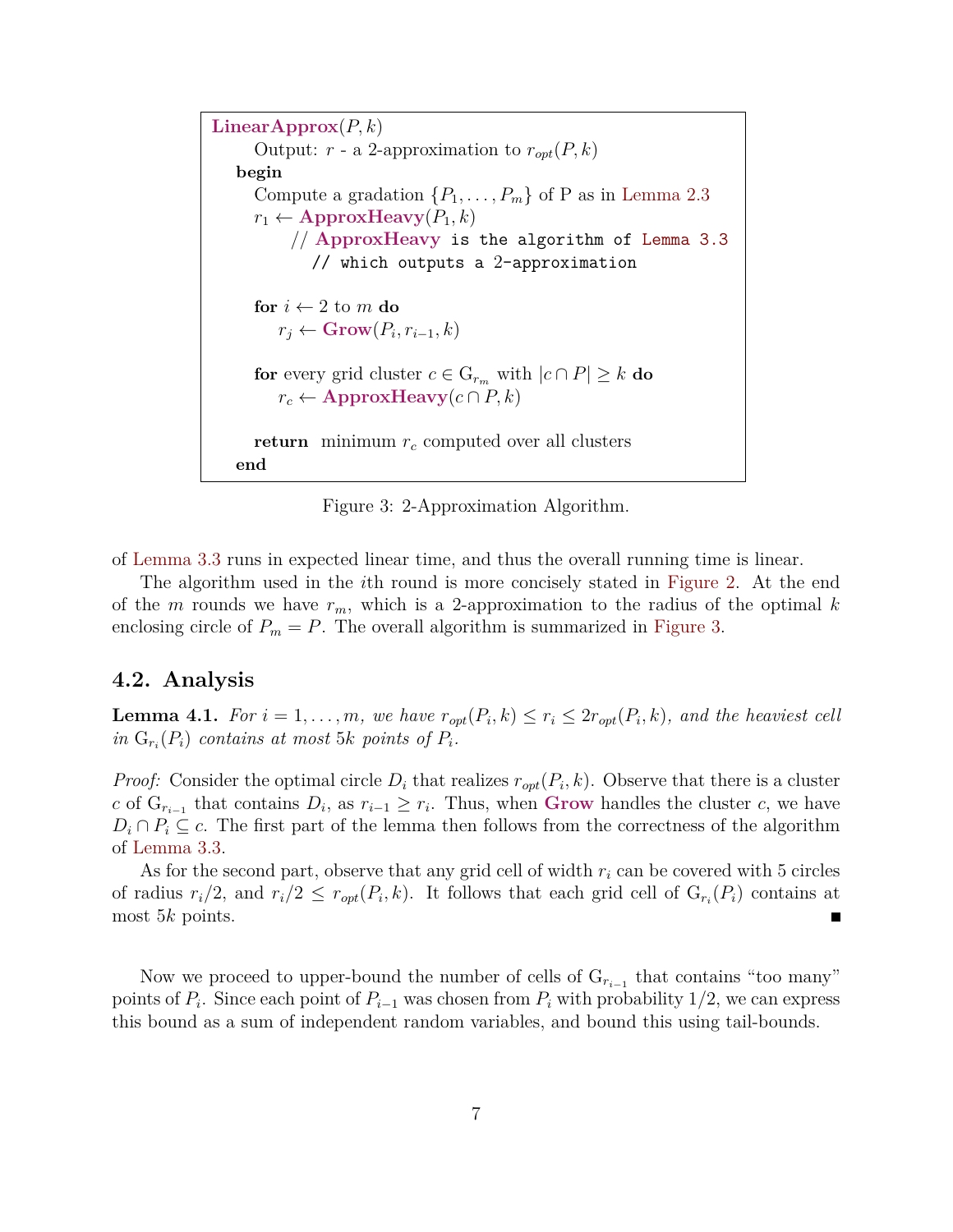```
LinearApprox(P, k)
    Output: r - a 2-approximation to r_opt(P, k)
  begin
    Compute a gradation {P_1, ..., P_m} of P as in Lemma 2.3
    r_1 <- ApproxHeavy(P_1, k)
        // ApproxHeavy is the algorithm of Lemma 3.3
          // which outputs a 2-approximation

    for i <- 2 to m do
        r_j <- Grow(P_i, r_{i-1}, k)

    for every grid cluster c ∈ G_{r_m} with |c ∩ P| >= k do
        r_c <- ApproxHeavy(c ∩ P, k)

    return  minimum r_c computed over all clusters
  end
```

Figure 3: 2-Approximation Algorithm.

of Lemma 3.3 runs in expected linear time, and thus the overall running time is linear.

The algorithm used in the $i$th round is more concisely stated in Figure 2. At the end of the $m$ rounds we have $r_m$, which is a 2-approximation to the radius of the optimal $k$ enclosing circle of $P_m = P$. The overall algorithm is summarized in Figure 3.

## 4.2. Analysis

**Lemma 4.1.** *For $i = 1, \ldots, m$, we have $r_{opt}(P_i, k) \le r_i \le 2r_{opt}(P_i, k)$, and the heaviest cell in $G_{r_i}(P_i)$ contains at most $5k$ points of $P_i$.*

*Proof:* Consider the optimal circle $D_i$ that realizes $r_{opt}(P_i, k)$. Observe that there is a cluster $c$ of $G_{r_{i-1}}$ that contains $D_i$, as $r_{i-1} \ge r_i$. Thus, when **Grow** handles the cluster $c$, we have $D_i \cap P_i \subseteq c$. The first part of the lemma then follows from the correctness of the algorithm of Lemma 3.3.

As for the second part, observe that any grid cell of width $r_i$ can be covered with 5 circles of radius $r_i/2$, and $r_i/2 \le r_{opt}(P_i, k)$. It follows that each grid cell of $G_{r_i}(P_i)$ contains at most $5k$ points. ∎

Now we proceed to upper-bound the number of cells of $G_{r_{i-1}}$ that contains "too many" points of $P_i$. Since each point of $P_{i-1}$ was chosen from $P_i$ with probability $1/2$, we can express this bound as a sum of independent random variables, and bound this using tail-bounds.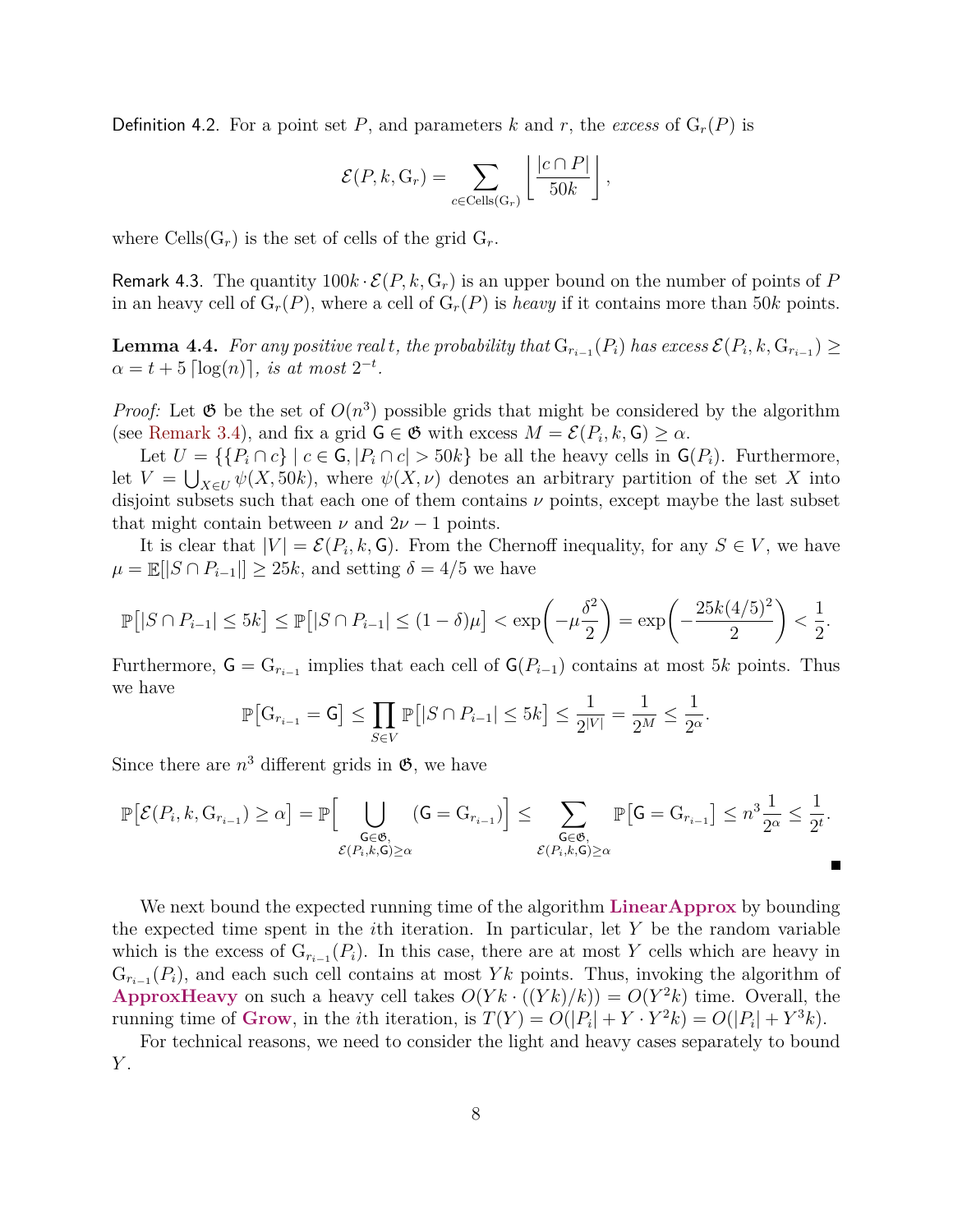Definition 4.2. For a point set $P$, and parameters $k$ and $r$, the *excess* of $\mathrm{G}_r(P)$ is

$$\mathcal{E}(P, k, \mathrm{G}_r) = \sum_{c \in \mathrm{Cells}(\mathrm{G}_r)} \left\lfloor \frac{|c \cap P|}{50k} \right\rfloor,$$

where $\mathrm{Cells}(\mathrm{G}_r)$ is the set of cells of the grid $\mathrm{G}_r$.

Remark 4.3. The quantity $100k \cdot \mathcal{E}(P, k, \mathrm{G}_r)$ is an upper bound on the number of points of $P$ in an heavy cell of $\mathrm{G}_r(P)$, where a cell of $\mathrm{G}_r(P)$ is *heavy* if it contains more than $50k$ points.

**Lemma 4.4.** *For any positive real $t$, the probability that $\mathrm{G}_{r_{i-1}}(P_i)$ has excess $\mathcal{E}(P_i, k, \mathrm{G}_{r_{i-1}}) \geq \alpha = t + 5\lceil \log(n) \rceil$, is at most $2^{-t}$.*

*Proof:* Let $\mathfrak{G}$ be the set of $O(n^3)$ possible grids that might be considered by the algorithm (see Remark 3.4), and fix a grid $\mathsf{G} \in \mathfrak{G}$ with excess $M = \mathcal{E}(P_i, k, \mathsf{G}) \geq \alpha$.

Let $U = \{\{P_i \cap c\} \mid c \in \mathsf{G}, |P_i \cap c| > 50k\}$ be all the heavy cells in $\mathsf{G}(P_i)$. Furthermore, let $V = \bigcup_{X \in U} \psi(X, 50k)$, where $\psi(X, \nu)$ denotes an arbitrary partition of the set $X$ into disjoint subsets such that each one of them contains $\nu$ points, except maybe the last subset that might contain between $\nu$ and $2\nu - 1$ points.

It is clear that $|V| = \mathcal{E}(P_i, k, \mathsf{G})$. From the Chernoff inequality, for any $S \in V$, we have $\mu = \mathbb{E}[|S \cap P_{i-1}|] \geq 25k$, and setting $\delta = 4/5$ we have

$$\mathbb{P}\big[|S \cap P_{i-1}| \leq 5k\big] \leq \mathbb{P}\big[|S \cap P_{i-1}| \leq (1 - \delta)\mu\big] < \exp\left(-\mu \frac{\delta^2}{2}\right) = \exp\left(-\frac{25k(4/5)^2}{2}\right) < \frac{1}{2}.$$

Furthermore, $\mathsf{G} = \mathrm{G}_{r_{i-1}}$ implies that each cell of $\mathsf{G}(P_{i-1})$ contains at most $5k$ points. Thus we have

$$\mathbb{P}\big[\mathrm{G}_{r_{i-1}} = \mathsf{G}\big] \leq \prod_{S \in V} \mathbb{P}\big[|S \cap P_{i-1}| \leq 5k\big] \leq \frac{1}{2^{|V|}} = \frac{1}{2^M} \leq \frac{1}{2^\alpha}.$$

Since there are $n^3$ different grids in $\mathfrak{G}$, we have

$$\mathbb{P}\big[\mathcal{E}(P_i, k, \mathrm{G}_{r_{i-1}}) \geq \alpha\big] = \mathbb{P}\Big[\bigcup_{\substack{\mathsf{G} \in \mathfrak{G}, \\ \mathcal{E}(P_i,k,\mathsf{G}) \geq \alpha}} (\mathsf{G} = \mathrm{G}_{r_{i-1}})\Big] \leq \sum_{\substack{\mathsf{G} \in \mathfrak{G}, \\ \mathcal{E}(P_i,k,\mathsf{G}) \geq \alpha}} \mathbb{P}\big[\mathsf{G} = \mathrm{G}_{r_{i-1}}\big] \leq n^3 \frac{1}{2^\alpha} \leq \frac{1}{2^t}.$$

■

We next bound the expected running time of the algorithm **LinearApprox** by bounding the expected time spent in the $i$th iteration. In particular, let $Y$ be the random variable which is the excess of $\mathrm{G}_{r_{i-1}}(P_i)$. In this case, there are at most $Y$ cells which are heavy in $\mathrm{G}_{r_{i-1}}(P_i)$, and each such cell contains at most $Yk$ points. Thus, invoking the algorithm of **ApproxHeavy** on such a heavy cell takes $O(Yk \cdot ((Yk)/k)) = O(Y^2 k)$ time. Overall, the running time of **Grow**, in the $i$th iteration, is $T(Y) = O(|P_i| + Y \cdot Y^2 k) = O(|P_i| + Y^3 k)$.

For technical reasons, we need to consider the light and heavy cases separately to bound $Y$.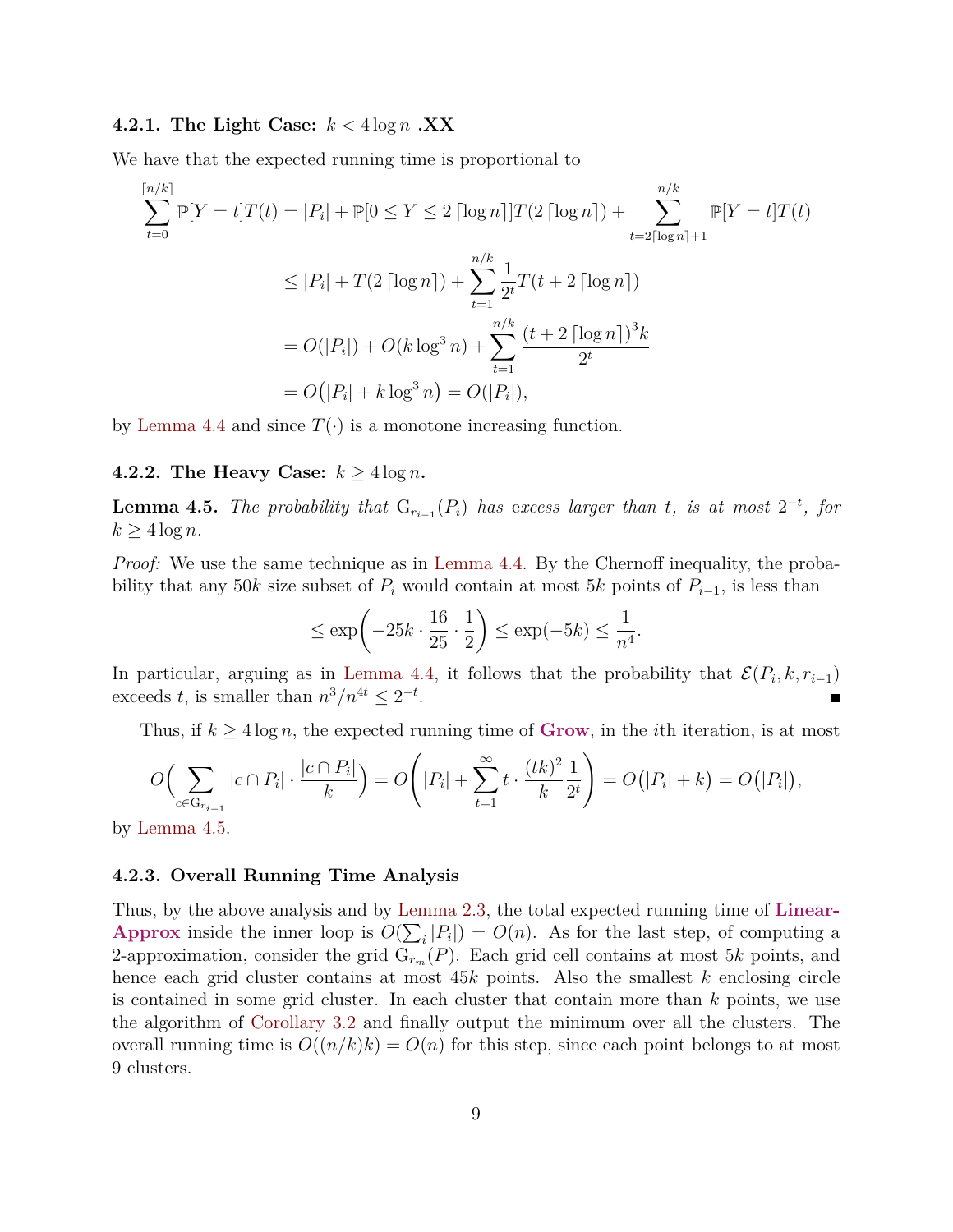#### 4.2.1. The Light Case: $k < 4 \log n$ .XX

We have that the expected running time is proportional to

$$
\begin{aligned}
\sum_{t=0}^{\lceil n/k \rceil} \mathbb{P}[Y = t] T(t) &= |P_i| + \mathbb{P}[0 \le Y \le 2 \lceil \log n \rceil] T(2 \lceil \log n \rceil) + \sum_{t=2\lceil \log n \rceil + 1}^{n/k} \mathbb{P}[Y = t] T(t) \\
&\le |P_i| + T(2 \lceil \log n \rceil) + \sum_{t=1}^{n/k} \frac{1}{2^t} T(t + 2 \lceil \log n \rceil) \\
&= O(|P_i|) + O(k \log^3 n) + \sum_{t=1}^{n/k} \frac{(t + 2 \lceil \log n \rceil)^3 k}{2^t} \\
&= O\big(|P_i| + k \log^3 n\big) = O(|P_i|),
\end{aligned}
$$

by Lemma 4.4 and since $T(\cdot)$ is a monotone increasing function.

#### 4.2.2. The Heavy Case: $k \ge 4 \log n$.

**Lemma 4.5.** *The probability that $\mathrm{G}_{r_{i-1}}(P_i)$ has excess larger than $t$, is at most $2^{-t}$, for $k \ge 4 \log n$.*

*Proof:* We use the same technique as in Lemma 4.4. By the Chernoff inequality, the probability that any $50k$ size subset of $P_i$ would contain at most $5k$ points of $P_{i-1}$, is less than

$$
\le \exp\left( -25k \cdot \frac{16}{25} \cdot \frac{1}{2} \right) \le \exp(-5k) \le \frac{1}{n^4}.
$$

In particular, arguing as in Lemma 4.4, it follows that the probability that $\mathcal{E}(P_i, k, r_{i-1})$ exceeds $t$, is smaller than $n^3/n^{4t} \le 2^{-t}$. ∎

Thus, if $k \ge 4 \log n$, the expected running time of **Grow**, in the $i$th iteration, is at most

$$
O\Big( \sum_{c \in \mathrm{G}_{r_{i-1}}} |c \cap P_i| \cdot \frac{|c \cap P_i|}{k} \Big) = O\left( |P_i| + \sum_{t=1}^{\infty} t \cdot \frac{(tk)^2}{k} \frac{1}{2^t} \right) = O\big(|P_i| + k\big) = O\big(|P_i|\big),
$$

by Lemma 4.5.

#### 4.2.3. Overall Running Time Analysis

Thus, by the above analysis and by Lemma 2.3, the total expected running time of **LinearApprox** inside the inner loop is $O(\sum_i |P_i|) = O(n)$. As for the last step, of computing a 2-approximation, consider the grid $\mathrm{G}_{r_m}(P)$. Each grid cell contains at most $5k$ points, and hence each grid cluster contains at most $45k$ points. Also the smallest $k$ enclosing circle is contained in some grid cluster. In each cluster that contain more than $k$ points, we use the algorithm of Corollary 3.2 and finally output the minimum over all the clusters. The overall running time is $O((n/k)k) = O(n)$ for this step, since each point belongs to at most 9 clusters.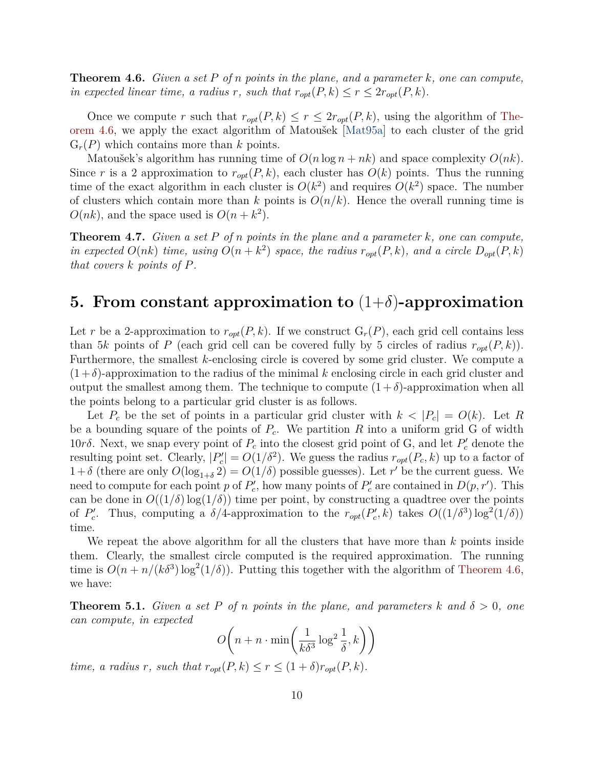**Theorem 4.6.** *Given a set $P$ of $n$ points in the plane, and a parameter $k$, one can compute, in expected linear time, a radius $r$, such that $r_{opt}(P,k) \leq r \leq 2r_{opt}(P,k)$.*

Once we compute $r$ such that $r_{opt}(P,k) \leq r \leq 2r_{opt}(P,k)$, using the algorithm of Theorem 4.6, we apply the exact algorithm of Matoušek [Mat95a] to each cluster of the grid $G_r(P)$ which contains more than $k$ points.

Matoušek's algorithm has running time of $O(n \log n + nk)$ and space complexity $O(nk)$. Since $r$ is a 2 approximation to $r_{opt}(P,k)$, each cluster has $O(k)$ points. Thus the running time of the exact algorithm in each cluster is $O(k^2)$ and requires $O(k^2)$ space. The number of clusters which contain more than $k$ points is $O(n/k)$. Hence the overall running time is $O(nk)$, and the space used is $O(n + k^2)$.

**Theorem 4.7.** *Given a set $P$ of $n$ points in the plane and a parameter $k$, one can compute, in expected $O(nk)$ time, using $O(n + k^2)$ space, the radius $r_{opt}(P,k)$, and a circle $D_{opt}(P,k)$ that covers $k$ points of $P$.*

# 5. From constant approximation to $(1+\delta)$-approximation

Let $r$ be a 2-approximation to $r_{opt}(P,k)$. If we construct $G_r(P)$, each grid cell contains less than $5k$ points of $P$ (each grid cell can be covered fully by 5 circles of radius $r_{opt}(P,k)$). Furthermore, the smallest $k$-enclosing circle is covered by some grid cluster. We compute a $(1+\delta)$-approximation to the radius of the minimal $k$ enclosing circle in each grid cluster and output the smallest among them. The technique to compute $(1+\delta)$-approximation when all the points belong to a particular grid cluster is as follows.

Let $P_c$ be the set of points in a particular grid cluster with $k < |P_c| = O(k)$. Let $R$ be a bounding square of the points of $P_c$. We partition $R$ into a uniform grid G of width $10r\delta$. Next, we snap every point of $P_c$ into the closest grid point of G, and let $P'_c$ denote the resulting point set. Clearly, $|P'_c| = O(1/\delta^2)$. We guess the radius $r_{opt}(P_c,k)$ up to a factor of $1+\delta$ (there are only $O(\log_{1+\delta} 2) = O(1/\delta)$ possible guesses). Let $r'$ be the current guess. We need to compute for each point $p$ of $P'_c$, how many points of $P'_c$ are contained in $D(p,r')$. This can be done in $O((1/\delta)\log(1/\delta))$ time per point, by constructing a quadtree over the points of $P'_c$. Thus, computing a $\delta/4$-approximation to the $r_{opt}(P'_c,k)$ takes $O((1/\delta^3)\log^2(1/\delta))$ time.

We repeat the above algorithm for all the clusters that have more than $k$ points inside them. Clearly, the smallest circle computed is the required approximation. The running time is $O(n + n/(k\delta^3)\log^2(1/\delta))$. Putting this together with the algorithm of Theorem 4.6, we have:

**Theorem 5.1.** *Given a set $P$ of $n$ points in the plane, and parameters $k$ and $\delta > 0$, one can compute, in expected*

$$O\left(n + n \cdot \min\left(\frac{1}{k\delta^3}\log^2\frac{1}{\delta}, k\right)\right)$$

*time, a radius $r$, such that $r_{opt}(P,k) \leq r \leq (1+\delta)r_{opt}(P,k)$.*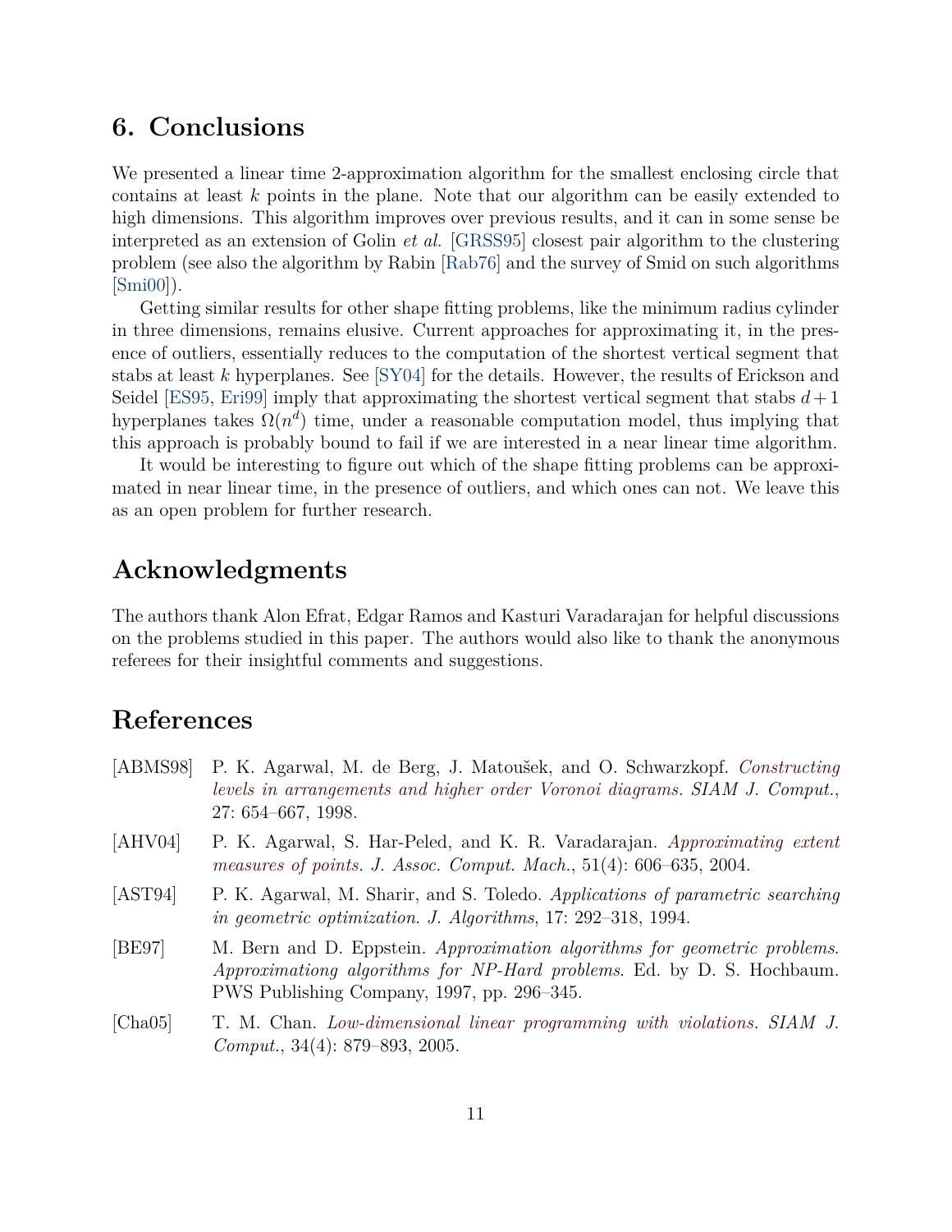## 6. Conclusions

We presented a linear time 2-approximation algorithm for the smallest enclosing circle that contains at least $k$ points in the plane. Note that our algorithm can be easily extended to high dimensions. This algorithm improves over previous results, and it can in some sense be interpreted as an extension of Golin *et al.* [GRSS95] closest pair algorithm to the clustering problem (see also the algorithm by Rabin [Rab76] and the survey of Smid on such algorithms [Smi00]).

Getting similar results for other shape fitting problems, like the minimum radius cylinder in three dimensions, remains elusive. Current approaches for approximating it, in the presence of outliers, essentially reduces to the computation of the shortest vertical segment that stabs at least $k$ hyperplanes. See [SY04] for the details. However, the results of Erickson and Seidel [ES95, Eri99] imply that approximating the shortest vertical segment that stabs $d+1$ hyperplanes takes $\Omega(n^d)$ time, under a reasonable computation model, thus implying that this approach is probably bound to fail if we are interested in a near linear time algorithm.

It would be interesting to figure out which of the shape fitting problems can be approximated in near linear time, in the presence of outliers, and which ones can not. We leave this as an open problem for further research.

## Acknowledgments

The authors thank Alon Efrat, Edgar Ramos and Kasturi Varadarajan for helpful discussions on the problems studied in this paper. The authors would also like to thank the anonymous referees for their insightful comments and suggestions.

## References

[ABMS98] P. K. Agarwal, M. de Berg, J. Matoušek, and O. Schwarzkopf. *Constructing levels in arrangements and higher order Voronoi diagrams*. *SIAM J. Comput.*, 27: 654–667, 1998.

[AHV04] P. K. Agarwal, S. Har-Peled, and K. R. Varadarajan. *Approximating extent measures of points*. *J. Assoc. Comput. Mach.*, 51(4): 606–635, 2004.

[AST94] P. K. Agarwal, M. Sharir, and S. Toledo. *Applications of parametric searching in geometric optimization*. *J. Algorithms*, 17: 292–318, 1994.

[BE97] M. Bern and D. Eppstein. *Approximation algorithms for geometric problems*. *Approximationg algorithms for NP-Hard problems*. Ed. by D. S. Hochbaum. PWS Publishing Company, 1997, pp. 296–345.

[Cha05] T. M. Chan. *Low-dimensional linear programming with violations*. *SIAM J. Comput.*, 34(4): 879–893, 2005.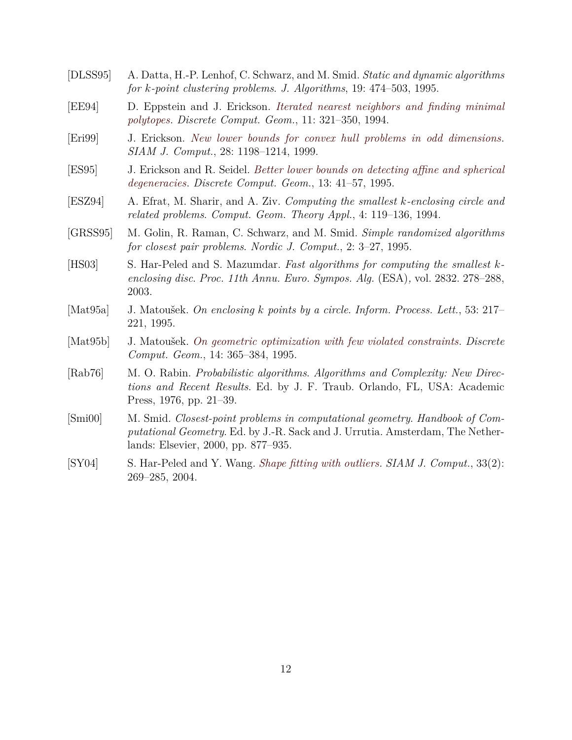[DLSS95] A. Datta, H.-P. Lenhof, C. Schwarz, and M. Smid. *Static and dynamic algorithms for k-point clustering problems*. *J. Algorithms*, 19: 474–503, 1995.

[EE94] D. Eppstein and J. Erickson. *Iterated nearest neighbors and finding minimal polytopes*. *Discrete Comput. Geom.*, 11: 321–350, 1994.

[Eri99] J. Erickson. *New lower bounds for convex hull problems in odd dimensions*. *SIAM J. Comput.*, 28: 1198–1214, 1999.

[ES95] J. Erickson and R. Seidel. *Better lower bounds on detecting affine and spherical degeneracies*. *Discrete Comput. Geom.*, 13: 41–57, 1995.

[ESZ94] A. Efrat, M. Sharir, and A. Ziv. *Computing the smallest k-enclosing circle and related problems*. *Comput. Geom. Theory Appl.*, 4: 119–136, 1994.

[GRSS95] M. Golin, R. Raman, C. Schwarz, and M. Smid. *Simple randomized algorithms for closest pair problems*. *Nordic J. Comput.*, 2: 3–27, 1995.

[HS03] S. Har-Peled and S. Mazumdar. *Fast algorithms for computing the smallest k-enclosing disc*. *Proc. 11th Annu. Euro. Sympos. Alg.* (ESA)*,* vol. 2832. 278–288, 2003.

[Mat95a] J. Matoušek. *On enclosing k points by a circle*. *Inform. Process. Lett.*, 53: 217–221, 1995.

[Mat95b] J. Matoušek. *On geometric optimization with few violated constraints*. *Discrete Comput. Geom.*, 14: 365–384, 1995.

[Rab76] M. O. Rabin. *Probabilistic algorithms*. *Algorithms and Complexity: New Directions and Recent Results*. Ed. by J. F. Traub. Orlando, FL, USA: Academic Press, 1976, pp. 21–39.

[Smi00] M. Smid. *Closest-point problems in computational geometry*. *Handbook of Computational Geometry*. Ed. by J.-R. Sack and J. Urrutia. Amsterdam, The Netherlands: Elsevier, 2000, pp. 877–935.

[SY04] S. Har-Peled and Y. Wang. *Shape fitting with outliers*. *SIAM J. Comput.*, 33(2): 269–285, 2004.